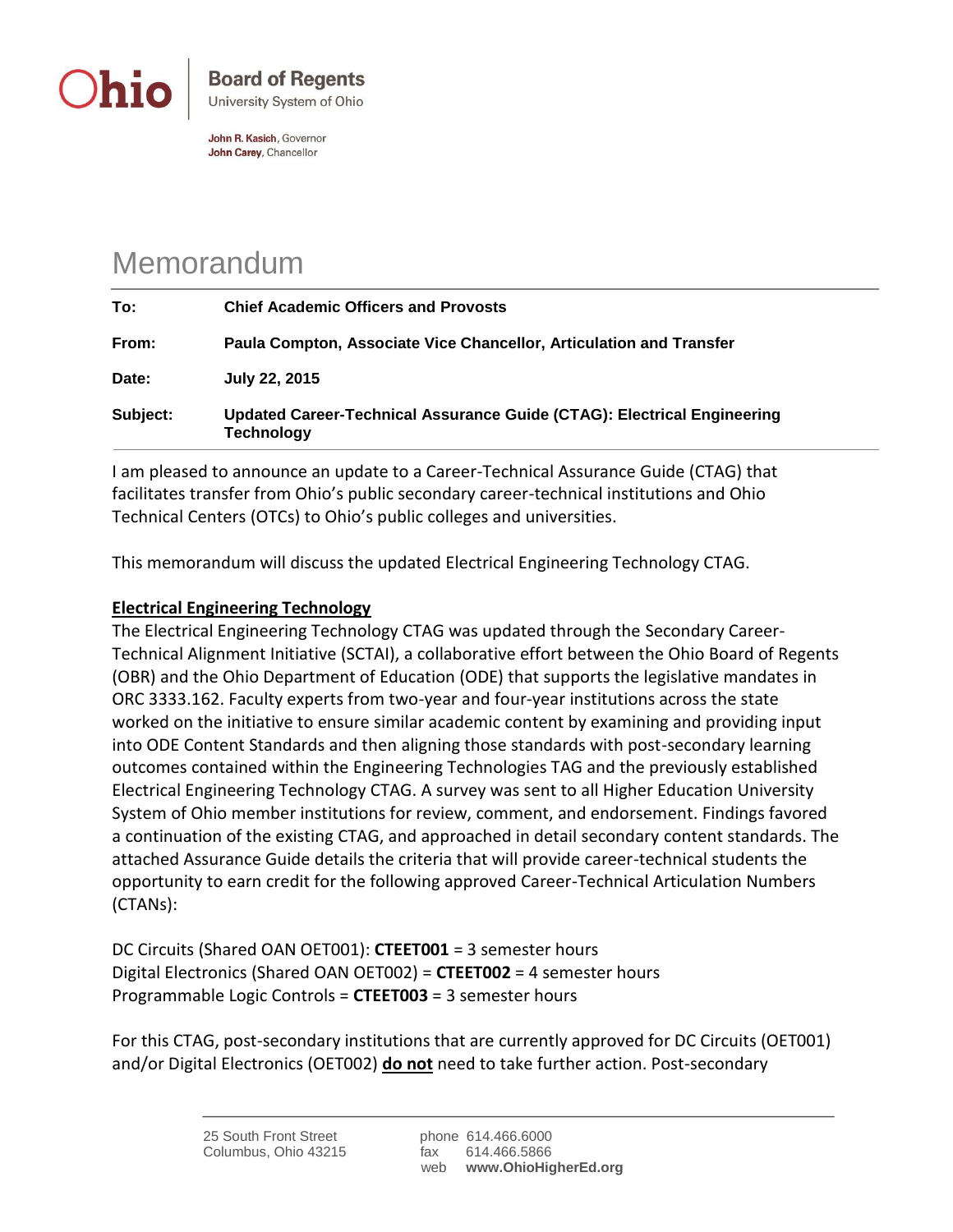Ohio | **Board of Regents**
University System of Ohio

**John R. Kasich**, Governor
**John Carey**, Chancellor

# Memorandum

| | |
|---|---|
| **To:** | **Chief Academic Officers and Provosts** |
| **From:** | **Paula Compton, Associate Vice Chancellor, Articulation and Transfer** |
| **Date:** | **July 22, 2015** |
| **Subject:** | **Updated Career-Technical Assurance Guide (CTAG): Electrical Engineering Technology** |

I am pleased to announce an update to a Career-Technical Assurance Guide (CTAG) that facilitates transfer from Ohio's public secondary career-technical institutions and Ohio Technical Centers (OTCs) to Ohio's public colleges and universities.

This memorandum will discuss the updated Electrical Engineering Technology CTAG.

**Electrical Engineering Technology**

The Electrical Engineering Technology CTAG was updated through the Secondary Career-Technical Alignment Initiative (SCTAI), a collaborative effort between the Ohio Board of Regents (OBR) and the Ohio Department of Education (ODE) that supports the legislative mandates in ORC 3333.162. Faculty experts from two-year and four-year institutions across the state worked on the initiative to ensure similar academic content by examining and providing input into ODE Content Standards and then aligning those standards with post-secondary learning outcomes contained within the Engineering Technologies TAG and the previously established Electrical Engineering Technology CTAG. A survey was sent to all Higher Education University System of Ohio member institutions for review, comment, and endorsement. Findings favored a continuation of the existing CTAG, and approached in detail secondary content standards. The attached Assurance Guide details the criteria that will provide career-technical students the opportunity to earn credit for the following approved Career-Technical Articulation Numbers (CTANs):

DC Circuits (Shared OAN OET001): **CTEET001** = 3 semester hours
Digital Electronics (Shared OAN OET002) = **CTEET002** = 4 semester hours
Programmable Logic Controls = **CTEET003** = 3 semester hours

For this CTAG, post-secondary institutions that are currently approved for DC Circuits (OET001) and/or Digital Electronics (OET002) **do not** need to take further action. Post-secondary

25 South Front Street
Columbus, Ohio 43215

phone 614.466.6000
fax 614.466.5866
web **www.OhioHigherEd.org**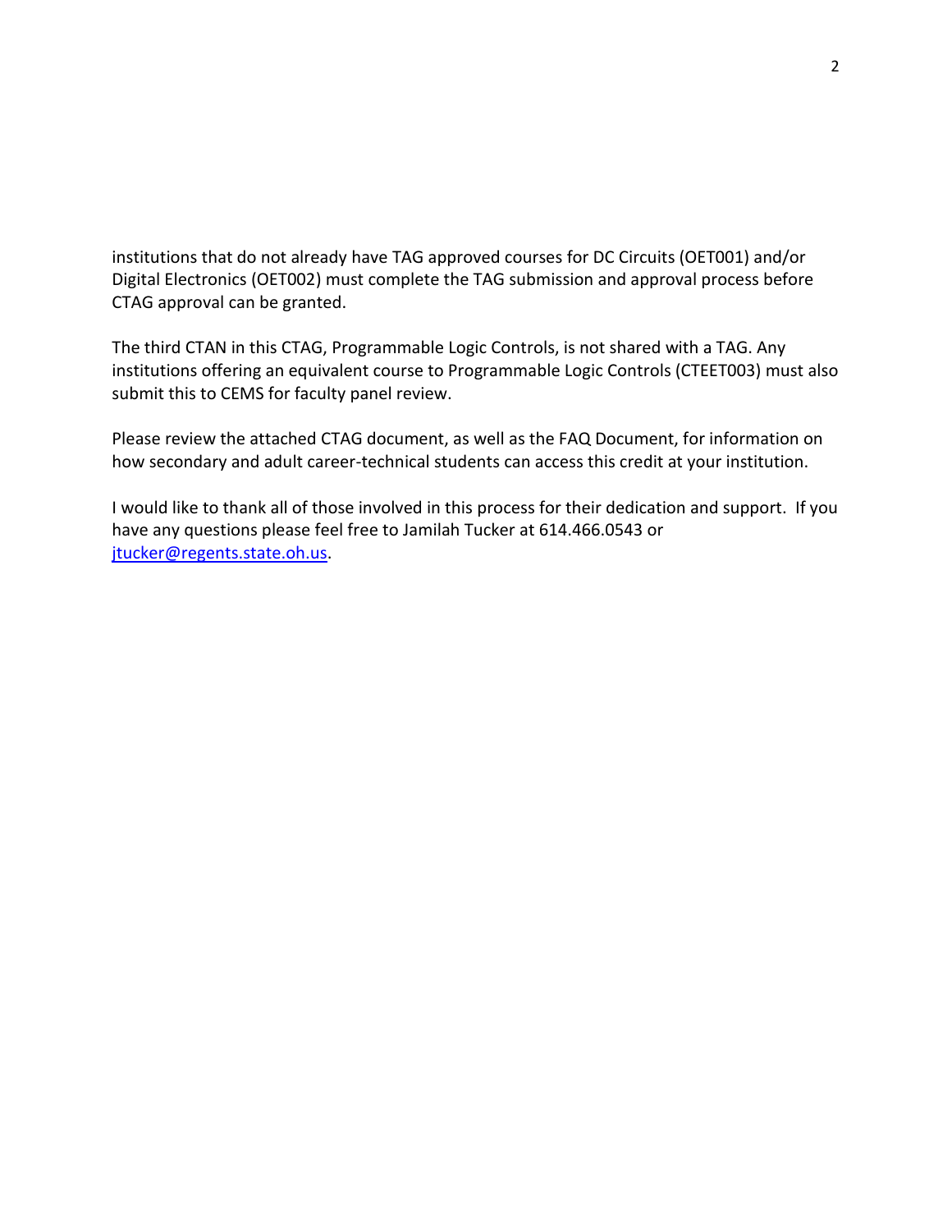institutions that do not already have TAG approved courses for DC Circuits (OET001) and/or Digital Electronics (OET002) must complete the TAG submission and approval process before CTAG approval can be granted.

The third CTAN in this CTAG, Programmable Logic Controls, is not shared with a TAG. Any institutions offering an equivalent course to Programmable Logic Controls (CTEET003) must also submit this to CEMS for faculty panel review.

Please review the attached CTAG document, as well as the FAQ Document, for information on how secondary and adult career-technical students can access this credit at your institution.

I would like to thank all of those involved in this process for their dedication and support. If you have any questions please feel free to Jamilah Tucker at 614.466.0543 or jtucker@regents.state.oh.us.